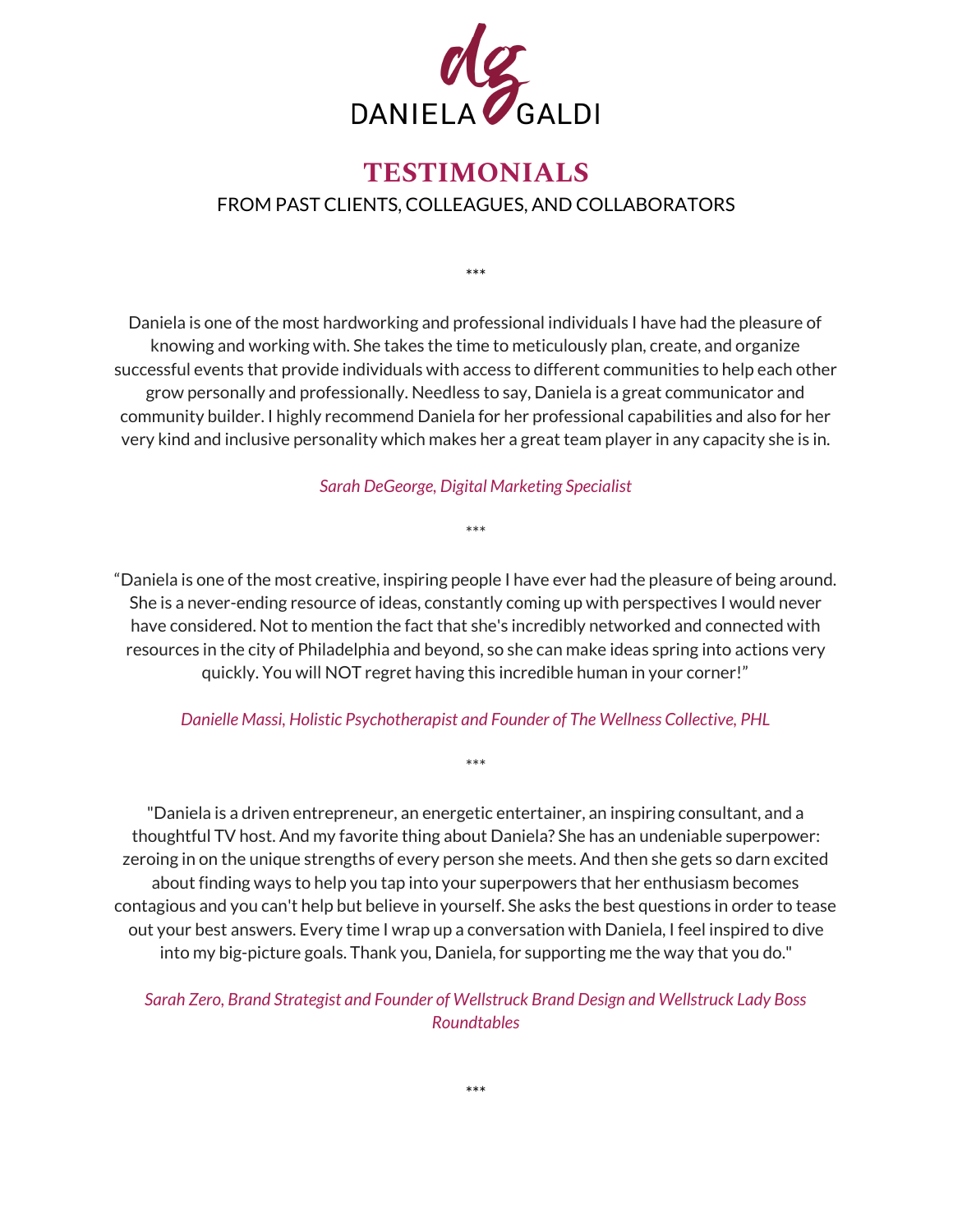DANIELA GALDI

# TESTIMONIALS

FROM PAST CLIENTS, COLLEAGUES, AND COLLABORATORS

***

Daniela is one of the most hardworking and professional individuals I have had the pleasure of knowing and working with. She takes the time to meticulously plan, create, and organize successful events that provide individuals with access to different communities to help each other grow personally and professionally. Needless to say, Daniela is a great communicator and community builder. I highly recommend Daniela for her professional capabilities and also for her very kind and inclusive personality which makes her a great team player in any capacity she is in.

*Sarah DeGeorge, Digital Marketing Specialist*

***

“Daniela is one of the most creative, inspiring people I have ever had the pleasure of being around. She is a never-ending resource of ideas, constantly coming up with perspectives I would never have considered. Not to mention the fact that she's incredibly networked and connected with resources in the city of Philadelphia and beyond, so she can make ideas spring into actions very quickly. You will NOT regret having this incredible human in your corner!”

*Danielle Massi, Holistic Psychotherapist and Founder of The Wellness Collective, PHL*

***

"Daniela is a driven entrepreneur, an energetic entertainer, an inspiring consultant, and a thoughtful TV host. And my favorite thing about Daniela? She has an undeniable superpower: zeroing in on the unique strengths of every person she meets. And then she gets so darn excited about finding ways to help you tap into your superpowers that her enthusiasm becomes contagious and you can't help but believe in yourself. She asks the best questions in order to tease out your best answers. Every time I wrap up a conversation with Daniela, I feel inspired to dive into my big-picture goals. Thank you, Daniela, for supporting me the way that you do."

*Sarah Zero, Brand Strategist and Founder of Wellstruck Brand Design and Wellstruck Lady Boss Roundtables*

***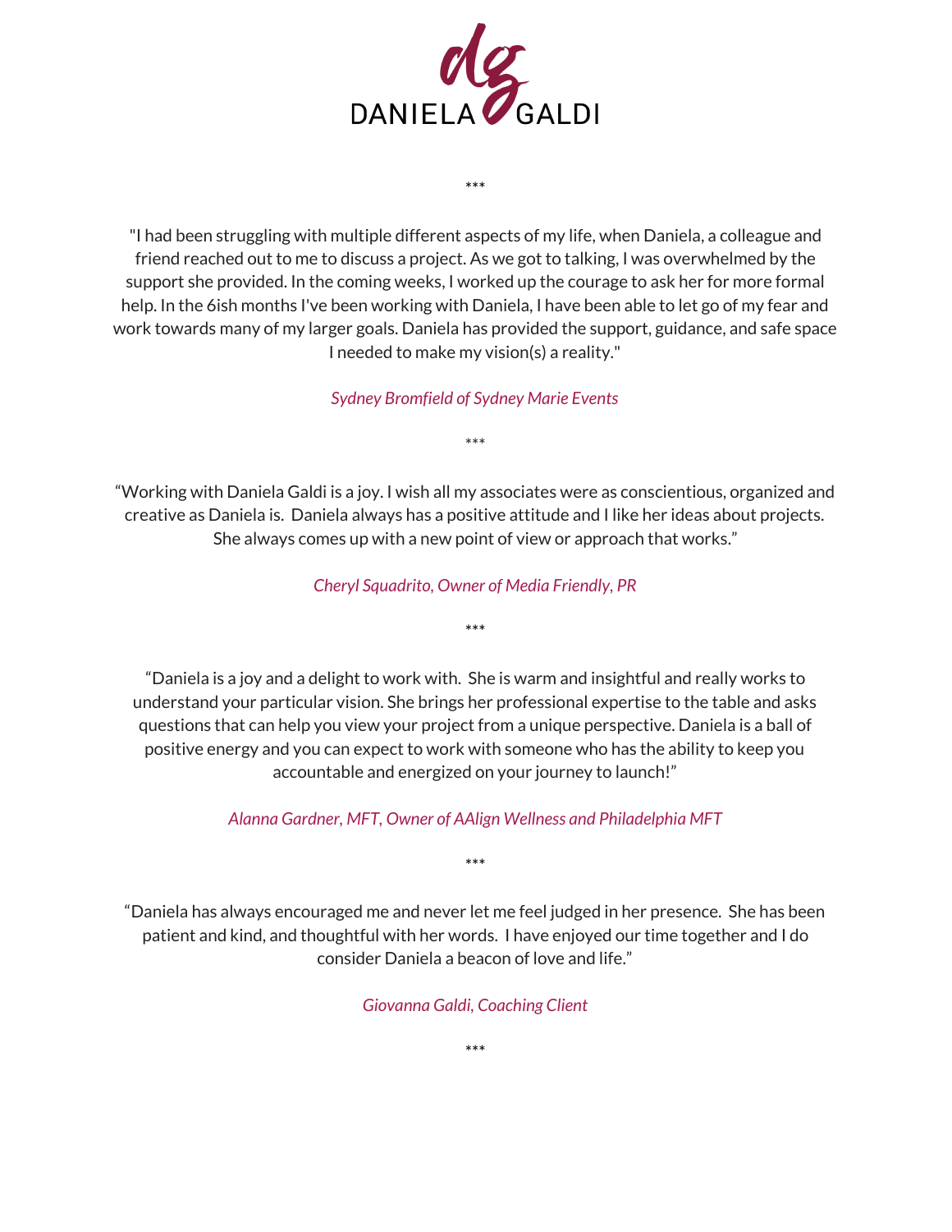DANIELA GALDI

***

"I had been struggling with multiple different aspects of my life, when Daniela, a colleague and friend reached out to me to discuss a project. As we got to talking, I was overwhelmed by the support she provided. In the coming weeks, I worked up the courage to ask her for more formal help. In the 6ish months I've been working with Daniela, I have been able to let go of my fear and work towards many of my larger goals. Daniela has provided the support, guidance, and safe space I needed to make my vision(s) a reality."

*Sydney Bromfield of Sydney Marie Events*

***

“Working with Daniela Galdi is a joy. I wish all my associates were as conscientious, organized and creative as Daniela is. Daniela always has a positive attitude and I like her ideas about projects. She always comes up with a new point of view or approach that works.”

*Cheryl Squadrito, Owner of Media Friendly, PR*

***

“Daniela is a joy and a delight to work with. She is warm and insightful and really works to understand your particular vision. She brings her professional expertise to the table and asks questions that can help you view your project from a unique perspective. Daniela is a ball of positive energy and you can expect to work with someone who has the ability to keep you accountable and energized on your journey to launch!”

*Alanna Gardner, MFT, Owner of AAlign Wellness and Philadelphia MFT*

***

“Daniela has always encouraged me and never let me feel judged in her presence. She has been patient and kind, and thoughtful with her words. I have enjoyed our time together and I do consider Daniela a beacon of love and life.”

*Giovanna Galdi, Coaching Client*

***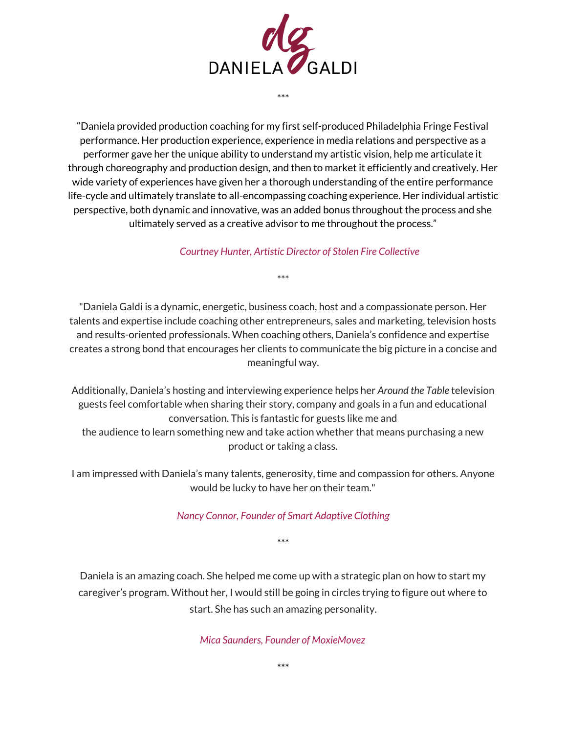DANIELA GALDI

\*\*\*

"Daniela provided production coaching for my first self-produced Philadelphia Fringe Festival performance. Her production experience, experience in media relations and perspective as a performer gave her the unique ability to understand my artistic vision, help me articulate it through choreography and production design, and then to market it efficiently and creatively. Her wide variety of experiences have given her a thorough understanding of the entire performance life-cycle and ultimately translate to all-encompassing coaching experience. Her individual artistic perspective, both dynamic and innovative, was an added bonus throughout the process and she ultimately served as a creative advisor to me throughout the process."

*Courtney Hunter, Artistic Director of Stolen Fire Collective*

\*\*\*

"Daniela Galdi is a dynamic, energetic, business coach, host and a compassionate person. Her talents and expertise include coaching other entrepreneurs, sales and marketing, television hosts and results-oriented professionals. When coaching others, Daniela's confidence and expertise creates a strong bond that encourages her clients to communicate the big picture in a concise and meaningful way.

Additionally, Daniela's hosting and interviewing experience helps her *Around the Table* television guests feel comfortable when sharing their story, company and goals in a fun and educational conversation. This is fantastic for guests like me and the audience to learn something new and take action whether that means purchasing a new product or taking a class.

I am impressed with Daniela's many talents, generosity, time and compassion for others. Anyone would be lucky to have her on their team."

*Nancy Connor, Founder of Smart Adaptive Clothing*

\*\*\*

Daniela is an amazing coach. She helped me come up with a strategic plan on how to start my caregiver's program. Without her, I would still be going in circles trying to figure out where to start. She has such an amazing personality.

*Mica Saunders, Founder of MoxieMovez*

\*\*\*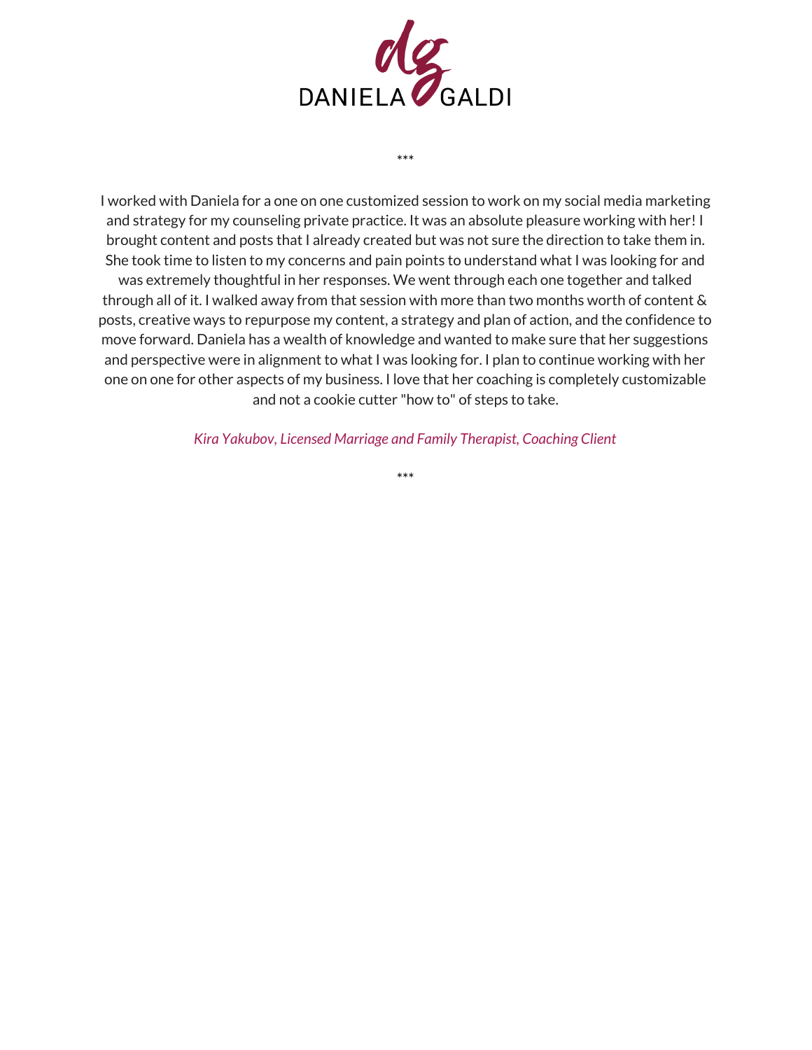DANIELA GALDI

***

I worked with Daniela for a one on one customized session to work on my social media marketing and strategy for my counseling private practice. It was an absolute pleasure working with her! I brought content and posts that I already created but was not sure the direction to take them in. She took time to listen to my concerns and pain points to understand what I was looking for and was extremely thoughtful in her responses. We went through each one together and talked through all of it. I walked away from that session with more than two months worth of content & posts, creative ways to repurpose my content, a strategy and plan of action, and the confidence to move forward. Daniela has a wealth of knowledge and wanted to make sure that her suggestions and perspective were in alignment to what I was looking for. I plan to continue working with her one on one for other aspects of my business. I love that her coaching is completely customizable and not a cookie cutter "how to" of steps to take.

*Kira Yakubov, Licensed Marriage and Family Therapist, Coaching Client*

***